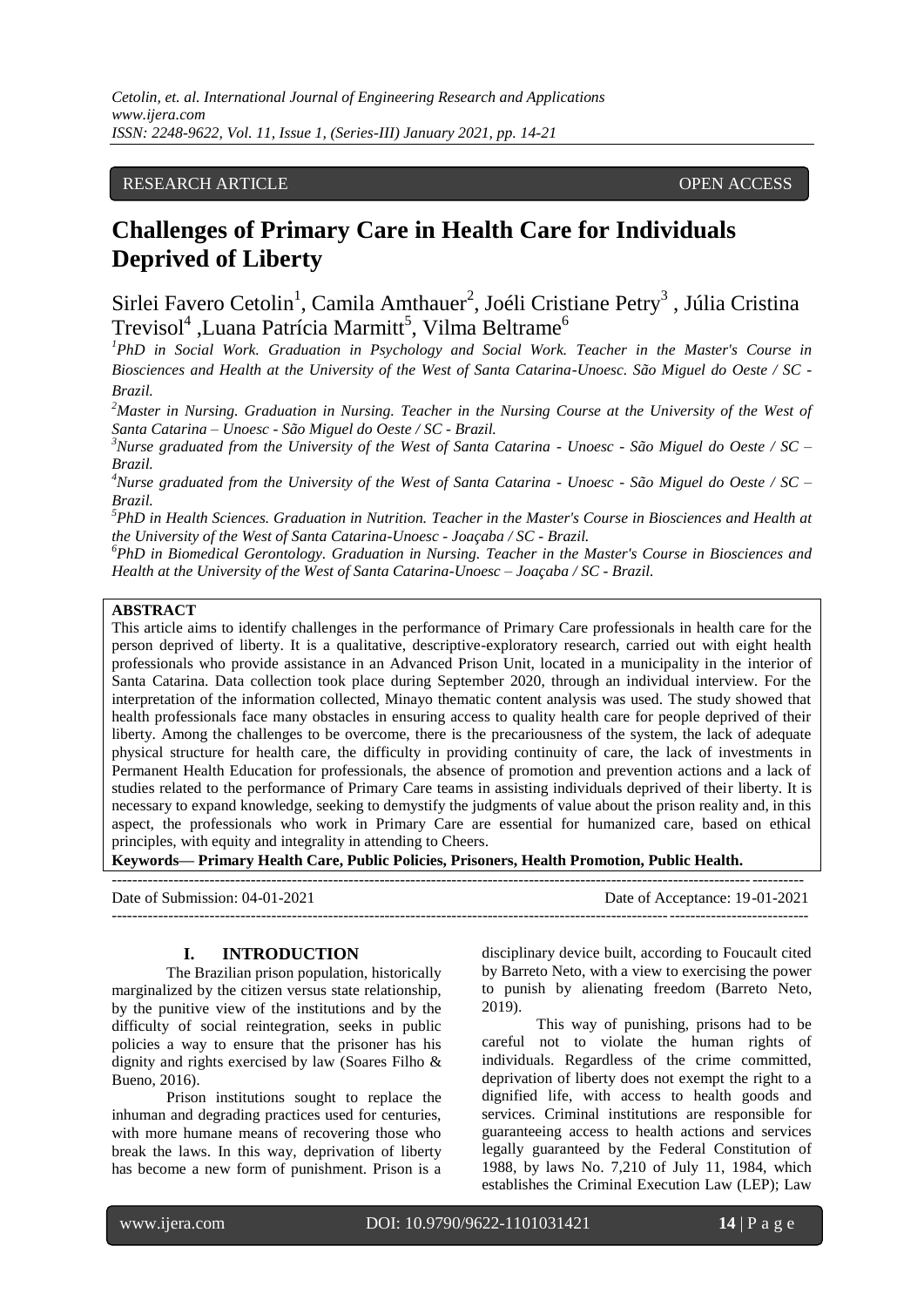RESEARCH ARTICLE OPEN ACCESS

# Challenges of Primary Care in Health Care for Individuals Deprived of Liberty

Sirlei Favero Cetolin[1], Camila Amthauer[2], Joéli Cristiane Petry[3], Júlia Cristina Trevisol[4], Luana Patrícia Marmitt[5], Vilma Beltrame[6]

[1]*PhD in Social Work. Graduation in Psychology and Social Work. Teacher in the Master's Course in Biosciences and Health at the University of the West of Santa Catarina-Unoesc. São Miguel do Oeste / SC - Brazil.*

[2]*Master in Nursing. Graduation in Nursing. Teacher in the Nursing Course at the University of the West of Santa Catarina – Unoesc - São Miguel do Oeste / SC - Brazil.*

[3]*Nurse graduated from the University of the West of Santa Catarina - Unoesc - São Miguel do Oeste / SC – Brazil.*

[4]*Nurse graduated from the University of the West of Santa Catarina - Unoesc - São Miguel do Oeste / SC – Brazil.*

[5]*PhD in Health Sciences. Graduation in Nutrition. Teacher in the Master's Course in Biosciences and Health at the University of the West of Santa Catarina-Unoesc - Joaçaba / SC - Brazil.*

[6]*PhD in Biomedical Gerontology. Graduation in Nursing. Teacher in the Master's Course in Biosciences and Health at the University of the West of Santa Catarina-Unoesc – Joaçaba / SC - Brazil.*

**ABSTRACT**

This article aims to identify challenges in the performance of Primary Care professionals in health care for the person deprived of liberty. It is a qualitative, descriptive-exploratory research, carried out with eight health professionals who provide assistance in an Advanced Prison Unit, located in a municipality in the interior of Santa Catarina. Data collection took place during September 2020, through an individual interview. For the interpretation of the information collected, Minayo thematic content analysis was used. The study showed that health professionals face many obstacles in ensuring access to quality health care for people deprived of their liberty. Among the challenges to be overcome, there is the precariousness of the system, the lack of adequate physical structure for health care, the difficulty in providing continuity of care, the lack of investments in Permanent Health Education for professionals, the absence of promotion and prevention actions and a lack of studies related to the performance of Primary Care teams in assisting individuals deprived of their liberty. It is necessary to expand knowledge, seeking to demystify the judgments of value about the prison reality and, in this aspect, the professionals who work in Primary Care are essential for humanized care, based on ethical principles, with equity and integrality in attending to Cheers.

**Keywords— Primary Health Care, Public Policies, Prisoners, Health Promotion, Public Health.**

Date of Submission: 04-01-2021 Date of Acceptance: 19-01-2021

## I. INTRODUCTION

The Brazilian prison population, historically marginalized by the citizen versus state relationship, by the punitive view of the institutions and by the difficulty of social reintegration, seeks in public policies a way to ensure that the prisoner has his dignity and rights exercised by law (Soares Filho & Bueno, 2016).

Prison institutions sought to replace the inhuman and degrading practices used for centuries, with more humane means of recovering those who break the laws. In this way, deprivation of liberty has become a new form of punishment. Prison is a disciplinary device built, according to Foucault cited by Barreto Neto, with a view to exercising the power to punish by alienating freedom (Barreto Neto, 2019).

This way of punishing, prisons had to be careful not to violate the human rights of individuals. Regardless of the crime committed, deprivation of liberty does not exempt the right to a dignified life, with access to health goods and services. Criminal institutions are responsible for guaranteeing access to health actions and services legally guaranteed by the Federal Constitution of 1988, by laws No. 7,210 of July 11, 1984, which establishes the Criminal Execution Law (LEP); Law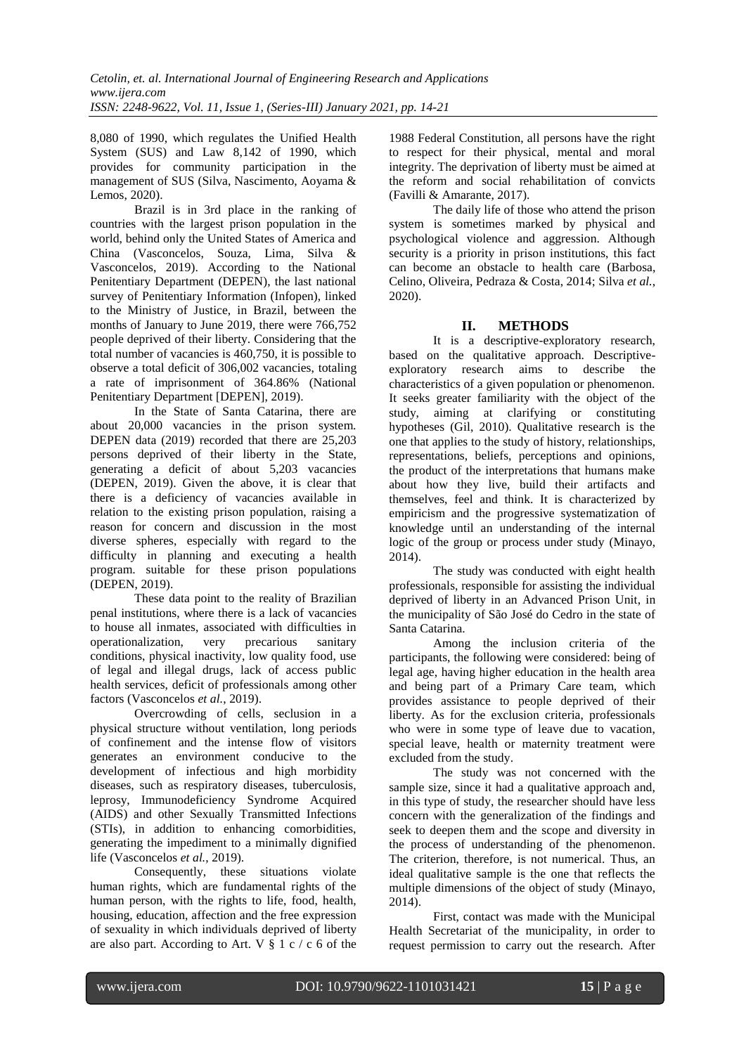8,080 of 1990, which regulates the Unified Health System (SUS) and Law 8,142 of 1990, which provides for community participation in the management of SUS (Silva, Nascimento, Aoyama & Lemos, 2020).

Brazil is in 3rd place in the ranking of countries with the largest prison population in the world, behind only the United States of America and China (Vasconcelos, Souza, Lima, Silva & Vasconcelos, 2019). According to the National Penitentiary Department (DEPEN), the last national survey of Penitentiary Information (Infopen), linked to the Ministry of Justice, in Brazil, between the months of January to June 2019, there were 766,752 people deprived of their liberty. Considering that the total number of vacancies is 460,750, it is possible to observe a total deficit of 306,002 vacancies, totaling a rate of imprisonment of 364.86% (National Penitentiary Department [DEPEN], 2019).

In the State of Santa Catarina, there are about 20,000 vacancies in the prison system. DEPEN data (2019) recorded that there are 25,203 persons deprived of their liberty in the State, generating a deficit of about 5,203 vacancies (DEPEN, 2019). Given the above, it is clear that there is a deficiency of vacancies available in relation to the existing prison population, raising a reason for concern and discussion in the most diverse spheres, especially with regard to the difficulty in planning and executing a health program. suitable for these prison populations (DEPEN, 2019).

These data point to the reality of Brazilian penal institutions, where there is a lack of vacancies to house all inmates, associated with difficulties in operationalization, very precarious sanitary conditions, physical inactivity, low quality food, use of legal and illegal drugs, lack of access public health services, deficit of professionals among other factors (Vasconcelos *et al.*, 2019).

Overcrowding of cells, seclusion in a physical structure without ventilation, long periods of confinement and the intense flow of visitors generates an environment conducive to the development of infectious and high morbidity diseases, such as respiratory diseases, tuberculosis, leprosy, Immunodeficiency Syndrome Acquired (AIDS) and other Sexually Transmitted Infections (STIs), in addition to enhancing comorbidities, generating the impediment to a minimally dignified life (Vasconcelos *et al.*, 2019).

Consequently, these situations violate human rights, which are fundamental rights of the human person, with the rights to life, food, health, housing, education, affection and the free expression of sexuality in which individuals deprived of liberty are also part. According to Art. V § 1 c / c 6 of the 1988 Federal Constitution, all persons have the right to respect for their physical, mental and moral integrity. The deprivation of liberty must be aimed at the reform and social rehabilitation of convicts (Favilli & Amarante, 2017).

The daily life of those who attend the prison system is sometimes marked by physical and psychological violence and aggression. Although security is a priority in prison institutions, this fact can become an obstacle to health care (Barbosa, Celino, Oliveira, Pedraza & Costa, 2014; Silva *et al.*, 2020).

## II. METHODS

It is a descriptive-exploratory research, based on the qualitative approach. Descriptive-exploratory research aims to describe the characteristics of a given population or phenomenon. It seeks greater familiarity with the object of the study, aiming at clarifying or constituting hypotheses (Gil, 2010). Qualitative research is the one that applies to the study of history, relationships, representations, beliefs, perceptions and opinions, the product of the interpretations that humans make about how they live, build their artifacts and themselves, feel and think. It is characterized by empiricism and the progressive systematization of knowledge until an understanding of the internal logic of the group or process under study (Minayo, 2014).

The study was conducted with eight health professionals, responsible for assisting the individual deprived of liberty in an Advanced Prison Unit, in the municipality of São José do Cedro in the state of Santa Catarina.

Among the inclusion criteria of the participants, the following were considered: being of legal age, having higher education in the health area and being part of a Primary Care team, which provides assistance to people deprived of their liberty. As for the exclusion criteria, professionals who were in some type of leave due to vacation, special leave, health or maternity treatment were excluded from the study.

The study was not concerned with the sample size, since it had a qualitative approach and, in this type of study, the researcher should have less concern with the generalization of the findings and seek to deepen them and the scope and diversity in the process of understanding of the phenomenon. The criterion, therefore, is not numerical. Thus, an ideal qualitative sample is the one that reflects the multiple dimensions of the object of study (Minayo, 2014).

First, contact was made with the Municipal Health Secretariat of the municipality, in order to request permission to carry out the research. After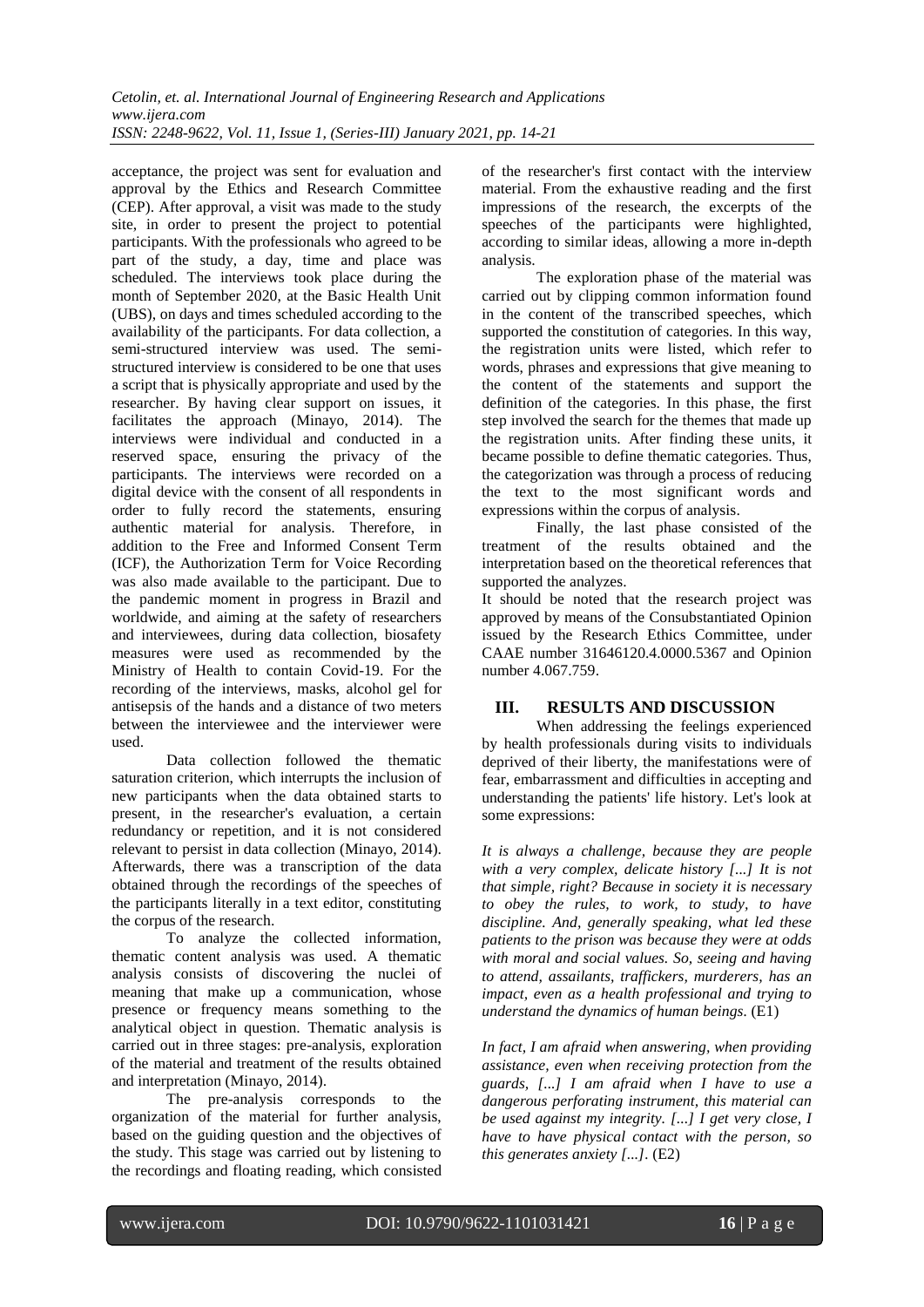acceptance, the project was sent for evaluation and approval by the Ethics and Research Committee (CEP). After approval, a visit was made to the study site, in order to present the project to potential participants. With the professionals who agreed to be part of the study, a day, time and place was scheduled. The interviews took place during the month of September 2020, at the Basic Health Unit (UBS), on days and times scheduled according to the availability of the participants. For data collection, a semi-structured interview was used. The semi-structured interview is considered to be one that uses a script that is physically appropriate and used by the researcher. By having clear support on issues, it facilitates the approach (Minayo, 2014). The interviews were individual and conducted in a reserved space, ensuring the privacy of the participants. The interviews were recorded on a digital device with the consent of all respondents in order to fully record the statements, ensuring authentic material for analysis. Therefore, in addition to the Free and Informed Consent Term (ICF), the Authorization Term for Voice Recording was also made available to the participant. Due to the pandemic moment in progress in Brazil and worldwide, and aiming at the safety of researchers and interviewees, during data collection, biosafety measures were used as recommended by the Ministry of Health to contain Covid-19. For the recording of the interviews, masks, alcohol gel for antisepsis of the hands and a distance of two meters between the interviewee and the interviewer were used.

Data collection followed the thematic saturation criterion, which interrupts the inclusion of new participants when the data obtained starts to present, in the researcher's evaluation, a certain redundancy or repetition, and it is not considered relevant to persist in data collection (Minayo, 2014). Afterwards, there was a transcription of the data obtained through the recordings of the speeches of the participants literally in a text editor, constituting the corpus of the research.

To analyze the collected information, thematic content analysis was used. A thematic analysis consists of discovering the nuclei of meaning that make up a communication, whose presence or frequency means something to the analytical object in question. Thematic analysis is carried out in three stages: pre-analysis, exploration of the material and treatment of the results obtained and interpretation (Minayo, 2014).

The pre-analysis corresponds to the organization of the material for further analysis, based on the guiding question and the objectives of the study. This stage was carried out by listening to the recordings and floating reading, which consisted of the researcher's first contact with the interview material. From the exhaustive reading and the first impressions of the research, the excerpts of the speeches of the participants were highlighted, according to similar ideas, allowing a more in-depth analysis.

The exploration phase of the material was carried out by clipping common information found in the content of the transcribed speeches, which supported the constitution of categories. In this way, the registration units were listed, which refer to words, phrases and expressions that give meaning to the content of the statements and support the definition of the categories. In this phase, the first step involved the search for the themes that made up the registration units. After finding these units, it became possible to define thematic categories. Thus, the categorization was through a process of reducing the text to the most significant words and expressions within the corpus of analysis.

Finally, the last phase consisted of the treatment of the results obtained and the interpretation based on the theoretical references that supported the analyzes.

It should be noted that the research project was approved by means of the Consubstantiated Opinion issued by the Research Ethics Committee, under CAAE number 31646120.4.0000.5367 and Opinion number 4.067.759.

## III. RESULTS AND DISCUSSION

When addressing the feelings experienced by health professionals during visits to individuals deprived of their liberty, the manifestations were of fear, embarrassment and difficulties in accepting and understanding the patients' life history. Let's look at some expressions:

*It is always a challenge, because they are people with a very complex, delicate history [...] It is not that simple, right? Because in society it is necessary to obey the rules, to work, to study, to have discipline. And, generally speaking, what led these patients to the prison was because they were at odds with moral and social values. So, seeing and having to attend, assailants, traffickers, murderers, has an impact, even as a health professional and trying to understand the dynamics of human beings.* (E1)

*In fact, I am afraid when answering, when providing assistance, even when receiving protection from the guards, [...] I am afraid when I have to use a dangerous perforating instrument, this material can be used against my integrity. [...] I get very close, I have to have physical contact with the person, so this generates anxiety [...].* (E2)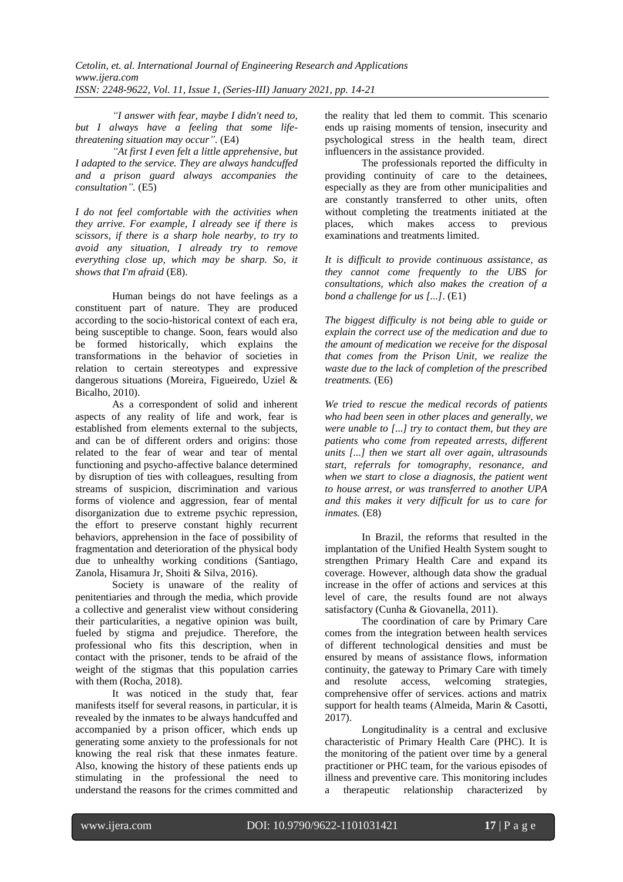*"I answer with fear, maybe I didn't need to, but I always have a feeling that some life-threatening situation may occur".* (E4)

*"At first I even felt a little apprehensive, but I adapted to the service. They are always handcuffed and a prison guard always accompanies the consultation".* (E5)

*I do not feel comfortable with the activities when they arrive. For example, I already see if there is scissors, if there is a sharp hole nearby, to try to avoid any situation, I already try to remove everything close up, which may be sharp. So, it shows that I'm afraid* (E8).

Human beings do not have feelings as a constituent part of nature. They are produced according to the socio-historical context of each era, being susceptible to change. Soon, fears would also be formed historically, which explains the transformations in the behavior of societies in relation to certain stereotypes and expressive dangerous situations (Moreira, Figueiredo, Uziel & Bicalho, 2010).

As a correspondent of solid and inherent aspects of any reality of life and work, fear is established from elements external to the subjects, and can be of different orders and origins: those related to the fear of wear and tear of mental functioning and psycho-affective balance determined by disruption of ties with colleagues, resulting from streams of suspicion, discrimination and various forms of violence and aggression, fear of mental disorganization due to extreme psychic repression, the effort to preserve constant highly recurrent behaviors, apprehension in the face of possibility of fragmentation and deterioration of the physical body due to unhealthy working conditions (Santiago, Zanola, Hisamura Jr, Shoiti & Silva, 2016).

Society is unaware of the reality of penitentiaries and through the media, which provide a collective and generalist view without considering their particularities, a negative opinion was built, fueled by stigma and prejudice. Therefore, the professional who fits this description, when in contact with the prisoner, tends to be afraid of the weight of the stigmas that this population carries with them (Rocha, 2018).

It was noticed in the study that, fear manifests itself for several reasons, in particular, it is revealed by the inmates to be always handcuffed and accompanied by a prison officer, which ends up generating some anxiety to the professionals for not knowing the real risk that these inmates feature. Also, knowing the history of these patients ends up stimulating in the professional the need to understand the reasons for the crimes committed and the reality that led them to commit. This scenario ends up raising moments of tension, insecurity and psychological stress in the health team, direct influencers in the assistance provided.

The professionals reported the difficulty in providing continuity of care to the detainees, especially as they are from other municipalities and are constantly transferred to other units, often without completing the treatments initiated at the places, which makes access to previous examinations and treatments limited.

*It is difficult to provide continuous assistance, as they cannot come frequently to the UBS for consultations, which also makes the creation of a bond a challenge for us [...].* (E1)

*The biggest difficulty is not being able to guide or explain the correct use of the medication and due to the amount of medication we receive for the disposal that comes from the Prison Unit, we realize the waste due to the lack of completion of the prescribed treatments.* (E6)

*We tried to rescue the medical records of patients who had been seen in other places and generally, we were unable to [...] try to contact them, but they are patients who come from repeated arrests, different units [...] then we start all over again, ultrasounds start, referrals for tomography, resonance, and when we start to close a diagnosis, the patient went to house arrest, or was transferred to another UPA and this makes it very difficult for us to care for inmates.* (E8)

In Brazil, the reforms that resulted in the implantation of the Unified Health System sought to strengthen Primary Health Care and expand its coverage. However, although data show the gradual increase in the offer of actions and services at this level of care, the results found are not always satisfactory (Cunha & Giovanella, 2011).

The coordination of care by Primary Care comes from the integration between health services of different technological densities and must be ensured by means of assistance flows, information continuity, the gateway to Primary Care with timely and resolute access, welcoming strategies, comprehensive offer of services. actions and matrix support for health teams (Almeida, Marin & Casotti, 2017).

Longitudinality is a central and exclusive characteristic of Primary Health Care (PHC). It is the monitoring of the patient over time by a general practitioner or PHC team, for the various episodes of illness and preventive care. This monitoring includes a therapeutic relationship characterized by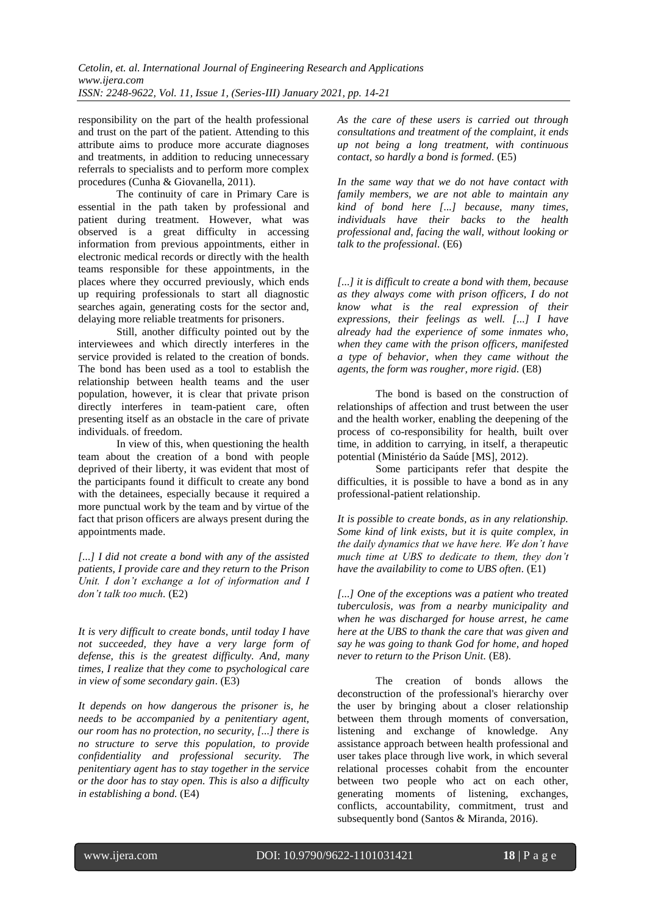responsibility on the part of the health professional and trust on the part of the patient. Attending to this attribute aims to produce more accurate diagnoses and treatments, in addition to reducing unnecessary referrals to specialists and to perform more complex procedures (Cunha & Giovanella, 2011).

The continuity of care in Primary Care is essential in the path taken by professional and patient during treatment. However, what was observed is a great difficulty in accessing information from previous appointments, either in electronic medical records or directly with the health teams responsible for these appointments, in the places where they occurred previously, which ends up requiring professionals to start all diagnostic searches again, generating costs for the sector and, delaying more reliable treatments for prisoners.

Still, another difficulty pointed out by the interviewees and which directly interferes in the service provided is related to the creation of bonds. The bond has been used as a tool to establish the relationship between health teams and the user population, however, it is clear that private prison directly interferes in team-patient care, often presenting itself as an obstacle in the care of private individuals. of freedom.

In view of this, when questioning the health team about the creation of a bond with people deprived of their liberty, it was evident that most of the participants found it difficult to create any bond with the detainees, especially because it required a more punctual work by the team and by virtue of the fact that prison officers are always present during the appointments made.

*[...] I did not create a bond with any of the assisted patients, I provide care and they return to the Prison Unit. I don't exchange a lot of information and I don't talk too much.* (E2)

*It is very difficult to create bonds, until today I have not succeeded, they have a very large form of defense, this is the greatest difficulty. And, many times, I realize that they come to psychological care in view of some secondary gain.* (E3)

*It depends on how dangerous the prisoner is, he needs to be accompanied by a penitentiary agent, our room has no protection, no security, [...] there is no structure to serve this population, to provide confidentiality and professional security. The penitentiary agent has to stay together in the service or the door has to stay open. This is also a difficulty in establishing a bond.* (E4)

*As the care of these users is carried out through consultations and treatment of the complaint, it ends up not being a long treatment, with continuous contact, so hardly a bond is formed.* (E5)

*In the same way that we do not have contact with family members, we are not able to maintain any kind of bond here [...] because, many times, individuals have their backs to the health professional and, facing the wall, without looking or talk to the professional.* (E6)

*[...] it is difficult to create a bond with them, because as they always come with prison officers, I do not know what is the real expression of their expressions, their feelings as well. [...] I have already had the experience of some inmates who, when they came with the prison officers, manifested a type of behavior, when they came without the agents, the form was rougher, more rigid.* (E8)

The bond is based on the construction of relationships of affection and trust between the user and the health worker, enabling the deepening of the process of co-responsibility for health, built over time, in addition to carrying, in itself, a therapeutic potential (Ministério da Saúde [MS], 2012).

Some participants refer that despite the difficulties, it is possible to have a bond as in any professional-patient relationship.

*It is possible to create bonds, as in any relationship. Some kind of link exists, but it is quite complex, in the daily dynamics that we have here. We don't have much time at UBS to dedicate to them, they don't have the availability to come to UBS often.* (E1)

*[...] One of the exceptions was a patient who treated tuberculosis, was from a nearby municipality and when he was discharged for house arrest, he came here at the UBS to thank the care that was given and say he was going to thank God for home, and hoped never to return to the Prison Unit.* (E8).

The creation of bonds allows the deconstruction of the professional's hierarchy over the user by bringing about a closer relationship between them through moments of conversation, listening and exchange of knowledge. Any assistance approach between health professional and user takes place through live work, in which several relational processes cohabit from the encounter between two people who act on each other, generating moments of listening, exchanges, conflicts, accountability, commitment, trust and subsequently bond (Santos & Miranda, 2016).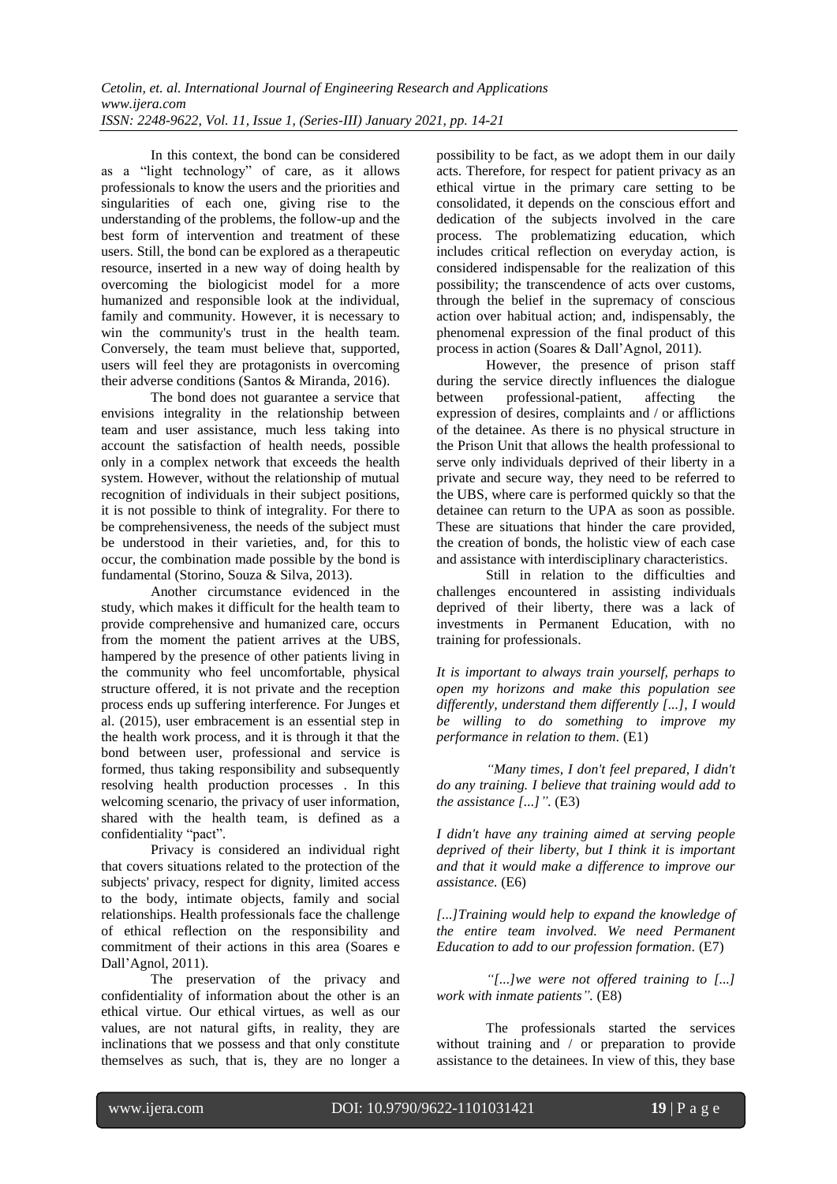In this context, the bond can be considered as a "light technology" of care, as it allows professionals to know the users and the priorities and singularities of each one, giving rise to the understanding of the problems, the follow-up and the best form of intervention and treatment of these users. Still, the bond can be explored as a therapeutic resource, inserted in a new way of doing health by overcoming the biologicist model for a more humanized and responsible look at the individual, family and community. However, it is necessary to win the community's trust in the health team. Conversely, the team must believe that, supported, users will feel they are protagonists in overcoming their adverse conditions (Santos & Miranda, 2016).

The bond does not guarantee a service that envisions integrality in the relationship between team and user assistance, much less taking into account the satisfaction of health needs, possible only in a complex network that exceeds the health system. However, without the relationship of mutual recognition of individuals in their subject positions, it is not possible to think of integrality. For there to be comprehensiveness, the needs of the subject must be understood in their varieties, and, for this to occur, the combination made possible by the bond is fundamental (Storino, Souza & Silva, 2013).

Another circumstance evidenced in the study, which makes it difficult for the health team to provide comprehensive and humanized care, occurs from the moment the patient arrives at the UBS, hampered by the presence of other patients living in the community who feel uncomfortable, physical structure offered, it is not private and the reception process ends up suffering interference. For Junges et al. (2015), user embracement is an essential step in the health work process, and it is through it that the bond between user, professional and service is formed, thus taking responsibility and subsequently resolving health production processes . In this welcoming scenario, the privacy of user information, shared with the health team, is defined as a confidentiality "pact".

Privacy is considered an individual right that covers situations related to the protection of the subjects' privacy, respect for dignity, limited access to the body, intimate objects, family and social relationships. Health professionals face the challenge of ethical reflection on the responsibility and commitment of their actions in this area (Soares e Dall'Agnol, 2011).

The preservation of the privacy and confidentiality of information about the other is an ethical virtue. Our ethical virtues, as well as our values, are not natural gifts, in reality, they are inclinations that we possess and that only constitute themselves as such, that is, they are no longer a possibility to be fact, as we adopt them in our daily acts. Therefore, for respect for patient privacy as an ethical virtue in the primary care setting to be consolidated, it depends on the conscious effort and dedication of the subjects involved in the care process. The problematizing education, which includes critical reflection on everyday action, is considered indispensable for the realization of this possibility; the transcendence of acts over customs, through the belief in the supremacy of conscious action over habitual action; and, indispensably, the phenomenal expression of the final product of this process in action (Soares & Dall'Agnol, 2011).

However, the presence of prison staff during the service directly influences the dialogue between professional-patient, affecting the expression of desires, complaints and / or afflictions of the detainee. As there is no physical structure in the Prison Unit that allows the health professional to serve only individuals deprived of their liberty in a private and secure way, they need to be referred to the UBS, where care is performed quickly so that the detainee can return to the UPA as soon as possible. These are situations that hinder the care provided, the creation of bonds, the holistic view of each case and assistance with interdisciplinary characteristics.

Still in relation to the difficulties and challenges encountered in assisting individuals deprived of their liberty, there was a lack of investments in Permanent Education, with no training for professionals.

*It is important to always train yourself, perhaps to open my horizons and make this population see differently, understand them differently [...], I would be willing to do something to improve my performance in relation to them.* (E1)

*"Many times, I don't feel prepared, I didn't do any training. I believe that training would add to the assistance [...]".* (E3)

*I didn't have any training aimed at serving people deprived of their liberty, but I think it is important and that it would make a difference to improve our assistance.* (E6)

*[...]Training would help to expand the knowledge of the entire team involved. We need Permanent Education to add to our profession formation.* (E7)

*"[...]we were not offered training to [...] work with inmate patients".* (E8)

The professionals started the services without training and / or preparation to provide assistance to the detainees. In view of this, they base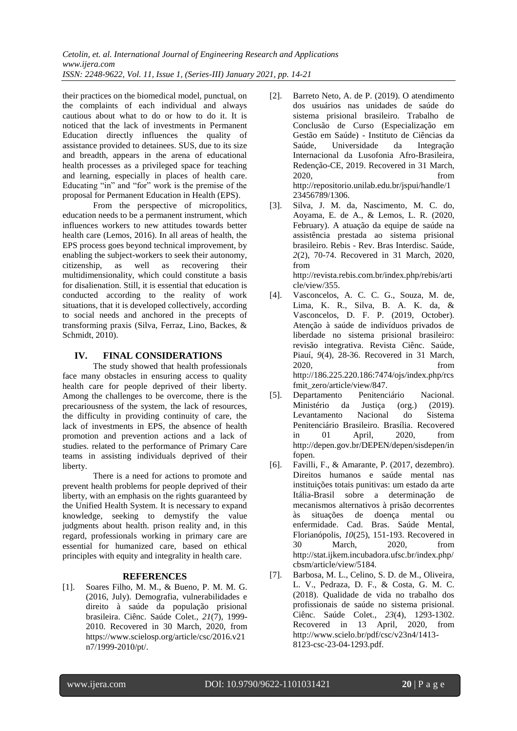their practices on the biomedical model, punctual, on the complaints of each individual and always cautious about what to do or how to do it. It is noticed that the lack of investments in Permanent Education directly influences the quality of assistance provided to detainees. SUS, due to its size and breadth, appears in the arena of educational health processes as a privileged space for teaching and learning, especially in places of health care. Educating "in" and "for" work is the premise of the proposal for Permanent Education in Health (EPS).

From the perspective of micropolitics, education needs to be a permanent instrument, which influences workers to new attitudes towards better health care (Lemos, 2016). In all areas of health, the EPS process goes beyond technical improvement, by enabling the subject-workers to seek their autonomy, citizenship, as well as recovering their multidimensionality, which could constitute a basis for disalienation. Still, it is essential that education is conducted according to the reality of work situations, that it is developed collectively, according to social needs and anchored in the precepts of transforming praxis (Silva, Ferraz, Lino, Backes, & Schmidt, 2010).

## IV. FINAL CONSIDERATIONS

The study showed that health professionals face many obstacles in ensuring access to quality health care for people deprived of their liberty. Among the challenges to be overcome, there is the precariousness of the system, the lack of resources, the difficulty in providing continuity of care, the lack of investments in EPS, the absence of health promotion and prevention actions and a lack of studies. related to the performance of Primary Care teams in assisting individuals deprived of their liberty.

There is a need for actions to promote and prevent health problems for people deprived of their liberty, with an emphasis on the rights guaranteed by the Unified Health System. It is necessary to expand knowledge, seeking to demystify the value judgments about health. prison reality and, in this regard, professionals working in primary care are essential for humanized care, based on ethical principles with equity and integrality in health care.

## REFERENCES

[1]. Soares Filho, M. M., & Bueno, P. M. M. G. (2016, July). Demografia, vulnerabilidades e direito à saúde da população prisional brasileira. Ciênc. Saúde Colet., *21*(7), 1999-2010. Recovered in 30 March, 2020, from https://www.scielosp.org/article/csc/2016.v21n7/1999-2010/pt/.

[2]. Barreto Neto, A. de P. (2019). O atendimento dos usuários nas unidades de saúde do sistema prisional brasileiro. Trabalho de Conclusão de Curso (Especialização em Gestão em Saúde) - Instituto de Ciências da Saúde, Universidade da Integração Internacional da Lusofonia Afro-Brasileira, Redenção-CE, 2019. Recovered in 31 March, 2020, from http://repositorio.unilab.edu.br/jspui/handle/123456789/1306.

[3]. Silva, J. M. da, Nascimento, M. C. do, Aoyama, E. de A., & Lemos, L. R. (2020, February). A atuação da equipe de saúde na assistência prestada ao sistema prisional brasileiro. Rebis - Rev. Bras Interdisc. Saúde, *2*(2), 70-74. Recovered in 31 March, 2020, from http://revista.rebis.com.br/index.php/rebis/article/view/355.

[4]. Vasconcelos, A. C. C. G., Souza, M. de, Lima, K. R., Silva, B. A. K. da, & Vasconcelos, D. F. P. (2019, October). Atenção à saúde de indivíduos privados de liberdade no sistema prisional brasileiro: revisão integrativa. Revista Ciênc. Saúde, Piauí, *9*(4), 28-36. Recovered in 31 March, 2020, from http://186.225.220.186:7474/ojs/index.php/rcsfmit_zero/article/view/847.

[5]. Departamento Penitenciário Nacional. Ministério da Justiça (org.) (2019). Levantamento Nacional do Sistema Penitenciário Brasileiro. Brasília. Recovered in 01 April, 2020, from http://depen.gov.br/DEPEN/depen/sisdepen/infopen.

[6]. Favilli, F., & Amarante, P. (2017, dezembro). Direitos humanos e saúde mental nas instituições totais punitivas: um estado da arte Itália-Brasil sobre a determinação de mecanismos alternativos à prisão decorrentes às situações de doença mental ou enfermidade. Cad. Bras. Saúde Mental, Florianópolis, *10*(25), 151-193. Recovered in 30 March, 2020, from http://stat.ijkem.incubadora.ufsc.br/index.php/cbsm/article/view/5184.

[7]. Barbosa, M. L., Celino, S. D. de M., Oliveira, L. V., Pedraza, D. F., & Costa, G. M. C. (2018). Qualidade de vida no trabalho dos profissionais de saúde no sistema prisional. Ciênc. Saúde Colet., *23*(4), 1293-1302. Recovered in 13 April, 2020, from http://www.scielo.br/pdf/csc/v23n4/1413-8123-csc-23-04-1293.pdf.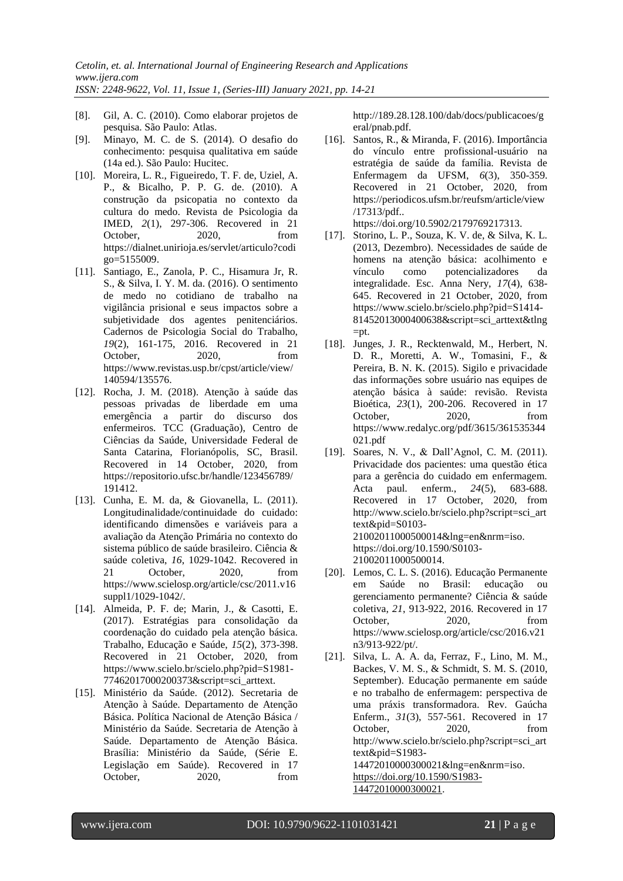[8]. Gil, A. C. (2010). Como elaborar projetos de pesquisa. São Paulo: Atlas.

[9]. Minayo, M. C. de S. (2014). O desafio do conhecimento: pesquisa qualitativa em saúde (14a ed.). São Paulo: Hucitec.

[10]. Moreira, L. R., Figueiredo, T. F. de, Uziel, A. P., & Bicalho, P. P. G. de. (2010). A construção da psicopatia no contexto da cultura do medo. Revista de Psicologia da IMED, *2*(1), 297-306. Recovered in 21 October, 2020, from https://dialnet.unirioja.es/servlet/articulo?codigo=5155009.

[11]. Santiago, E., Zanola, P. C., Hisamura Jr, R. S., & Silva, I. Y. M. da. (2016). O sentimento de medo no cotidiano de trabalho na vigilância prisional e seus impactos sobre a subjetividade dos agentes penitenciários. Cadernos de Psicologia Social do Trabalho, *19*(2), 161-175, 2016. Recovered in 21 October, 2020, from https://www.revistas.usp.br/cpst/article/view/140594/135576.

[12]. Rocha, J. M. (2018). Atenção à saúde das pessoas privadas de liberdade em uma emergência a partir do discurso dos enfermeiros. TCC (Graduação), Centro de Ciências da Saúde, Universidade Federal de Santa Catarina, Florianópolis, SC, Brasil. Recovered in 14 October, 2020, from https://repositorio.ufsc.br/handle/123456789/191412.

[13]. Cunha, E. M. da, & Giovanella, L. (2011). Longitudinalidade/continuidade do cuidado: identificando dimensões e variáveis para a avaliação da Atenção Primária no contexto do sistema público de saúde brasileiro. Ciência & saúde coletiva, *16*, 1029-1042. Recovered in 21 October, 2020, from https://www.scielosp.org/article/csc/2011.v16suppl1/1029-1042/.

[14]. Almeida, P. F. de; Marin, J., & Casotti, E. (2017). Estratégias para consolidação da coordenação do cuidado pela atenção básica. Trabalho, Educação e Saúde, *15*(2), 373-398. Recovered in 21 October, 2020, from https://www.scielo.br/scielo.php?pid=S1981-77462017000200373&script=sci_arttext.

[15]. Ministério da Saúde. (2012). Secretaria de Atenção à Saúde. Departamento de Atenção Básica. Política Nacional de Atenção Básica / Ministério da Saúde. Secretaria de Atenção à Saúde. Departamento de Atenção Básica. Brasília: Ministério da Saúde, (Série E. Legislação em Saúde). Recovered in 17 October, 2020, from http://189.28.128.100/dab/docs/publicacoes/geral/pnab.pdf.

[16]. Santos, R., & Miranda, F. (2016). Importância do vínculo entre profissional-usuário na estratégia de saúde da família. Revista de Enfermagem da UFSM, *6*(3), 350-359. Recovered in 21 October, 2020, from https://periodicos.ufsm.br/reufsm/article/view/17313/pdf.. https://doi.org/10.5902/2179769217313.

[17]. Storino, L. P., Souza, K. V. de, & Silva, K. L. (2013, Dezembro). Necessidades de saúde de homens na atenção básica: acolhimento e vínculo como potencializadores da integralidade. Esc. Anna Nery, *17*(4), 638-645. Recovered in 21 October, 2020, from https://www.scielo.br/scielo.php?pid=S1414-81452013000400638&script=sci_arttext&tlng=pt.

[18]. Junges, J. R., Recktenwald, M., Herbert, N. D. R., Moretti, A. W., Tomasini, F., & Pereira, B. N. K. (2015). Sigilo e privacidade das informações sobre usuário nas equipes de atenção básica à saúde: revisão. Revista Bioética, *23*(1), 200-206. Recovered in 17 October, 2020, from https://www.redalyc.org/pdf/3615/361535344021.pdf

[19]. Soares, N. V., & Dall'Agnol, C. M. (2011). Privacidade dos pacientes: uma questão ética para a gerência do cuidado em enfermagem. Acta paul. enferm., *24*(5), 683-688. Recovered in 17 October, 2020, from http://www.scielo.br/scielo.php?script=sci_arttext&pid=S0103-21002011000500014&lng=en&nrm=iso. https://doi.org/10.1590/S0103-21002011000500014.

[20]. Lemos, C. L. S. (2016). Educação Permanente em Saúde no Brasil: educação ou gerenciamento permanente? Ciência & saúde coletiva, *21*, 913-922, 2016. Recovered in 17 October, 2020, from https://www.scielosp.org/article/csc/2016.v21n3/913-922/pt/.

[21]. Silva, L. A. A. da, Ferraz, F., Lino, M. M., Backes, V. M. S., & Schmidt, S. M. S. (2010, September). Educação permanente em saúde e no trabalho de enfermagem: perspectiva de uma práxis transformadora. Rev. Gaúcha Enferm., *31*(3), 557-561. Recovered in 17 October, 2020, from http://www.scielo.br/scielo.php?script=sci_arttext&pid=S1983-14472010000300021&lng=en&nrm=iso. https://doi.org/10.1590/S1983-14472010000300021.